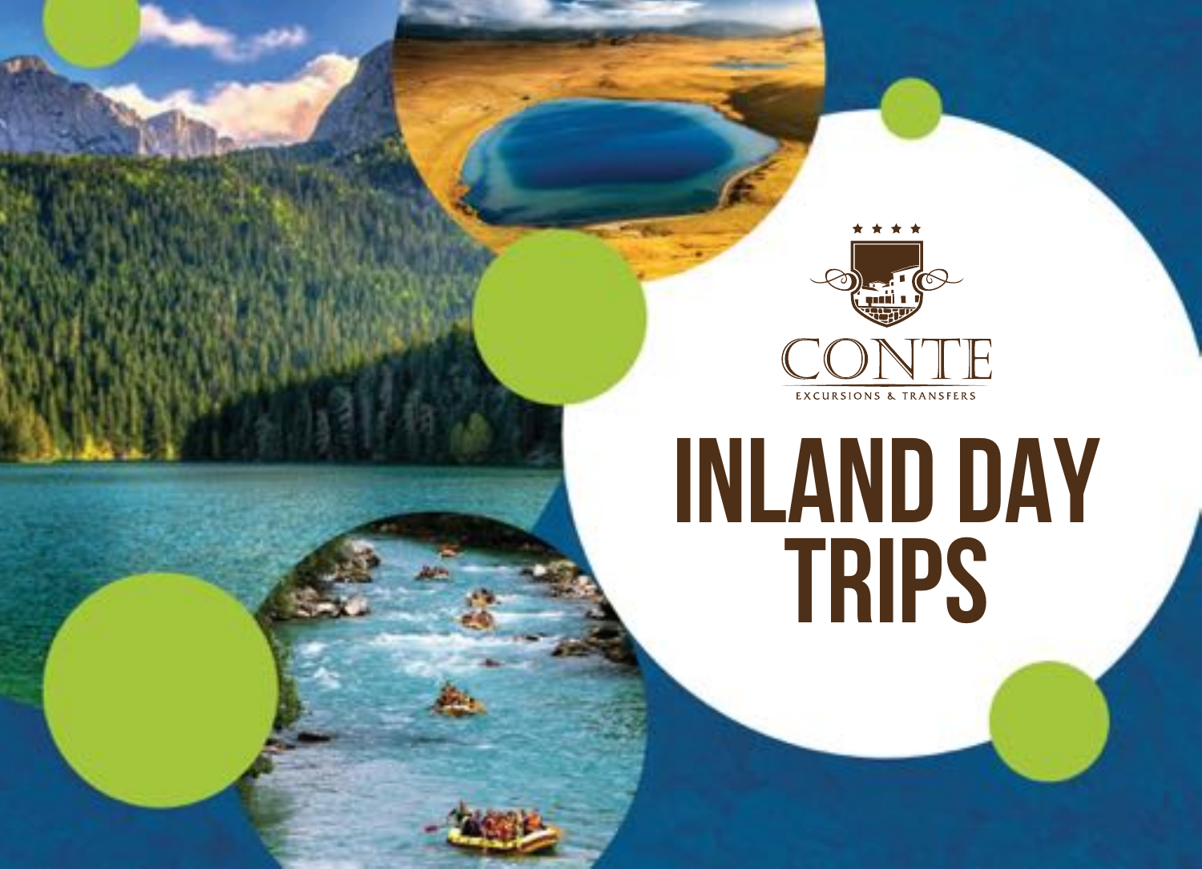★ ★ ★ ★

CONTE

EXCURSIONS & TRANSFERS

# INLAND DAY TRIPS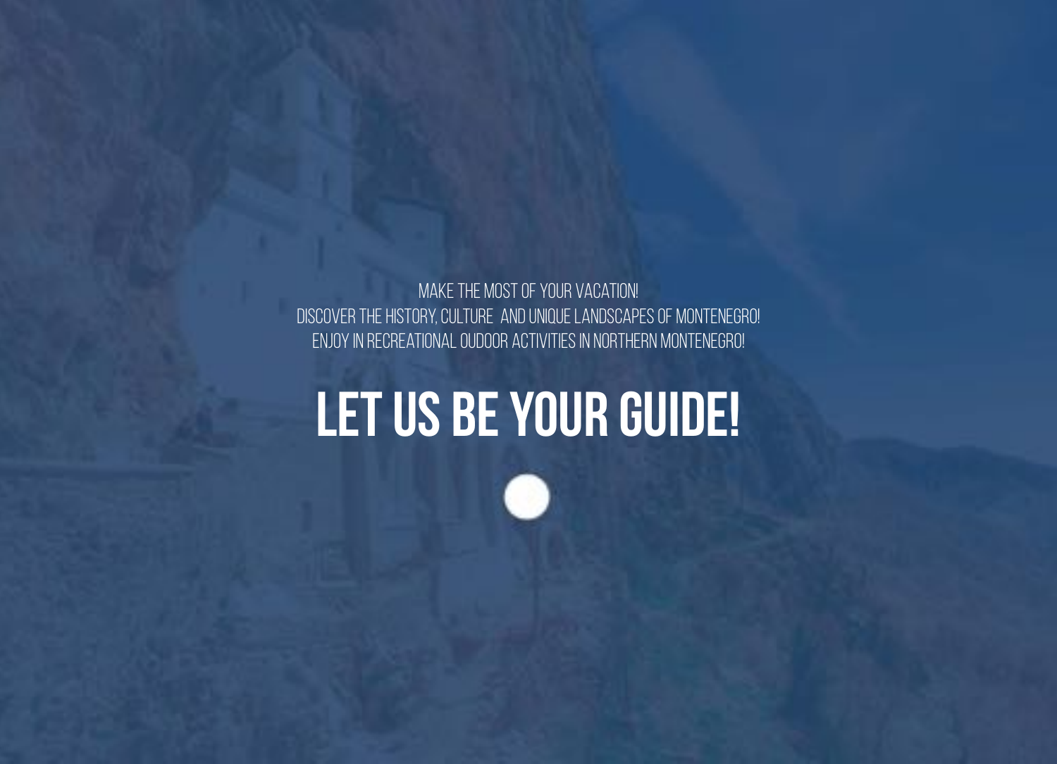MAKE THE MOST OF YOUR VACATION!
DISCOVER THE HISTORY, CULTURE AND UNIQUE LANDSCAPES OF MONTENEGRO!
ENJOY IN RECREATIONAL OUDOOR ACTIVITIES IN NORTHERN MONTENEGRO!

# LET US BE YOUR GUIDE!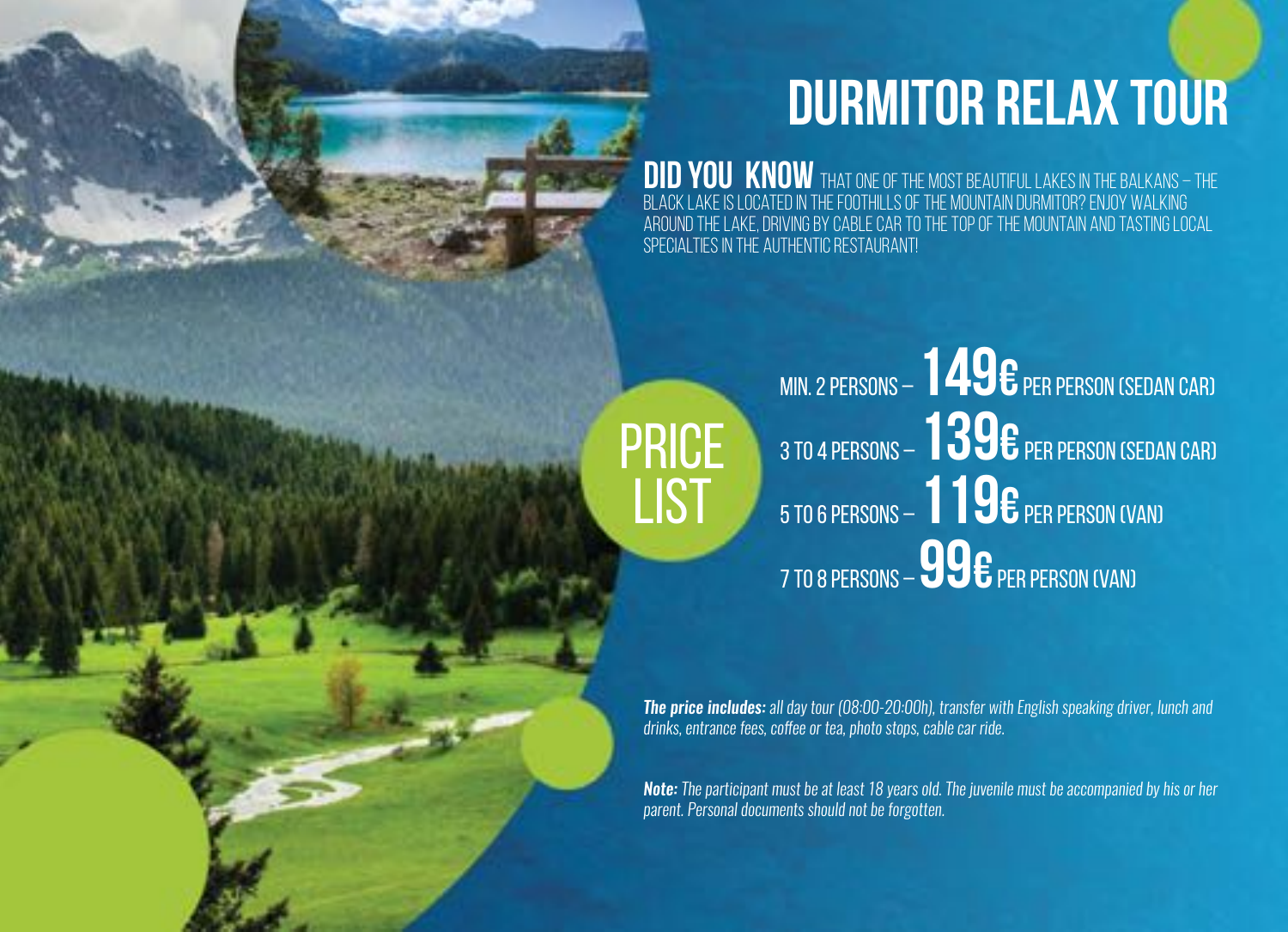# DURMITOR RELAX TOUR

**DID YOU KNOW** THAT ONE OF THE MOST BEAUTIFUL LAKES IN THE BALKANS – THE BLACK LAKE IS LOCATED IN THE FOOTHILLS OF THE MOUNTAIN DURMITOR? ENJOY WALKING AROUND THE LAKE, DRIVING BY CABLE CAR TO THE TOP OF THE MOUNTAIN AND TASTING LOCAL SPECIALTIES IN THE AUTHENTIC RESTAURANT!

## PRICE LIST

MIN. 2 PERSONS – **149€** PER PERSON (SEDAN CAR)

3 TO 4 PERSONS – **139€** PER PERSON (SEDAN CAR)

5 TO 6 PERSONS – **119€** PER PERSON (VAN)

7 TO 8 PERSONS – **99€** PER PERSON (VAN)

***The price includes:*** *all day tour (08:00-20:00h), transfer with English speaking driver, lunch and drinks, entrance fees, coffee or tea, photo stops, cable car ride.*

***Note:*** *The participant must be at least 18 years old. The juvenile must be accompanied by his or her parent. Personal documents should not be forgotten.*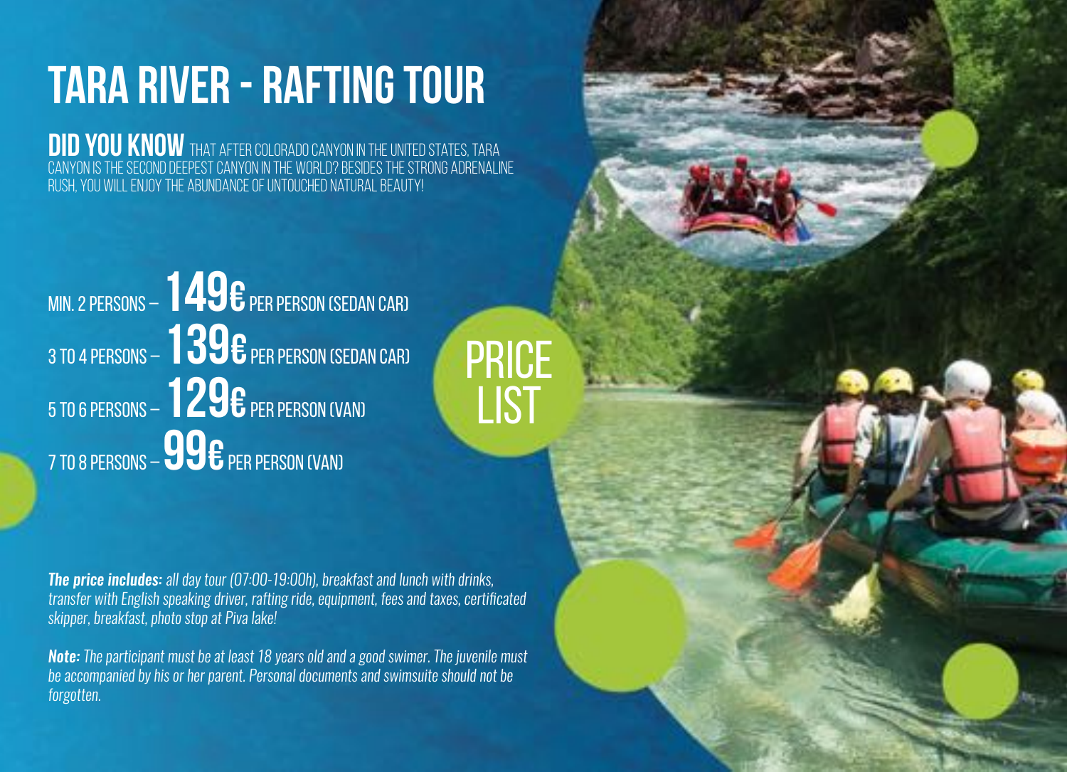# TARA RIVER - RAFTING TOUR

**DID YOU KNOW** THAT AFTER COLORADO CANYON IN THE UNITED STATES, TARA CANYON IS THE SECOND DEEPEST CANYON IN THE WORLD? BESIDES THE STRONG ADRENALINE RUSH, YOU WILL ENJOY THE ABUNDANCE OF UNTOUCHED NATURAL BEAUTY!

## PRICE LIST

MIN. 2 PERSONS – **149€** PER PERSON (SEDAN CAR)

3 TO 4 PERSONS – **139€** PER PERSON (SEDAN CAR)

5 TO 6 PERSONS – **129€** PER PERSON (VAN)

7 TO 8 PERSONS – **99€** PER PERSON (VAN)

***The price includes:*** *all day tour (07:00-19:00h), breakfast and lunch with drinks, transfer with English speaking driver, rafting ride, equipment, fees and taxes, certificated skipper, breakfast, photo stop at Piva lake!*

***Note:*** *The participant must be at least 18 years old and a good swimer. The juvenile must be accompanied by his or her parent. Personal documents and swimsuite should not be forgotten.*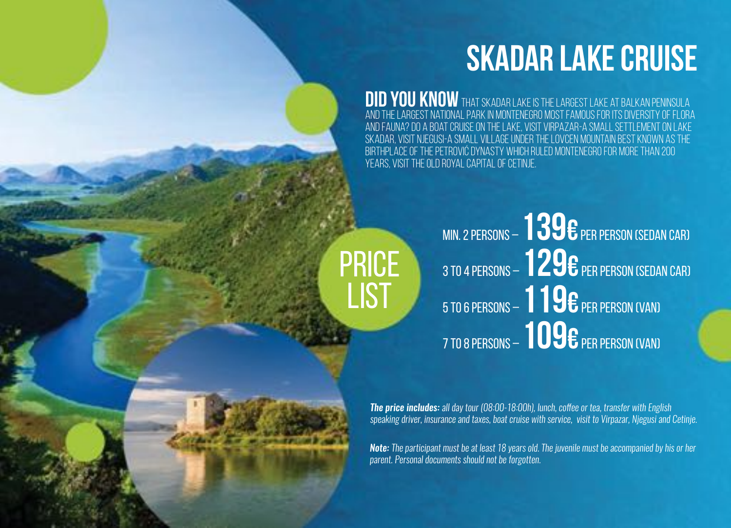# SKADAR LAKE CRUISE

**DID YOU KNOW** THAT SKADAR LAKE IS THE LARGEST LAKE AT BALKAN PENINSULA AND THE LARGEST NATIONAL PARK IN MONTENEGRO MOST FAMOUS FOR ITS DIVERSITY OF FLORA AND FAUNA? DO A BOAT CRUISE ON THE LAKE, VISIT VIRPAZAR-A SMALL SETTLEMENT ON LAKE SKADAR, VISIT NJEGUSI-A SMALL VILLAGE UNDER THE LOVCEN MOUNTAIN BEST KNOWN AS THE BIRTHPLACE OF THE PETROVIĆ DYNASTY WHICH RULED MONTENEGRO FOR MORE THAN 200 YEARS, VISIT THE OLD ROYAL CAPITAL OF CETINJE.

## PRICE LIST

MIN. 2 PERSONS – **139€** PER PERSON (SEDAN CAR)

3 TO 4 PERSONS – **129€** PER PERSON (SEDAN CAR)

5 TO 6 PERSONS – **119€** PER PERSON (VAN)

7 TO 8 PERSONS – **109€** PER PERSON (VAN)

***The price includes:*** *all day tour (08:00-18:00h), lunch, coffee or tea, transfer with English speaking driver, insurance and taxes, boat cruise with service, visit to Virpazar, Njegusi and Cetinje.*

***Note:*** *The participant must be at least 18 years old. The juvenile must be accompanied by his or her parent. Personal documents should not be forgotten.*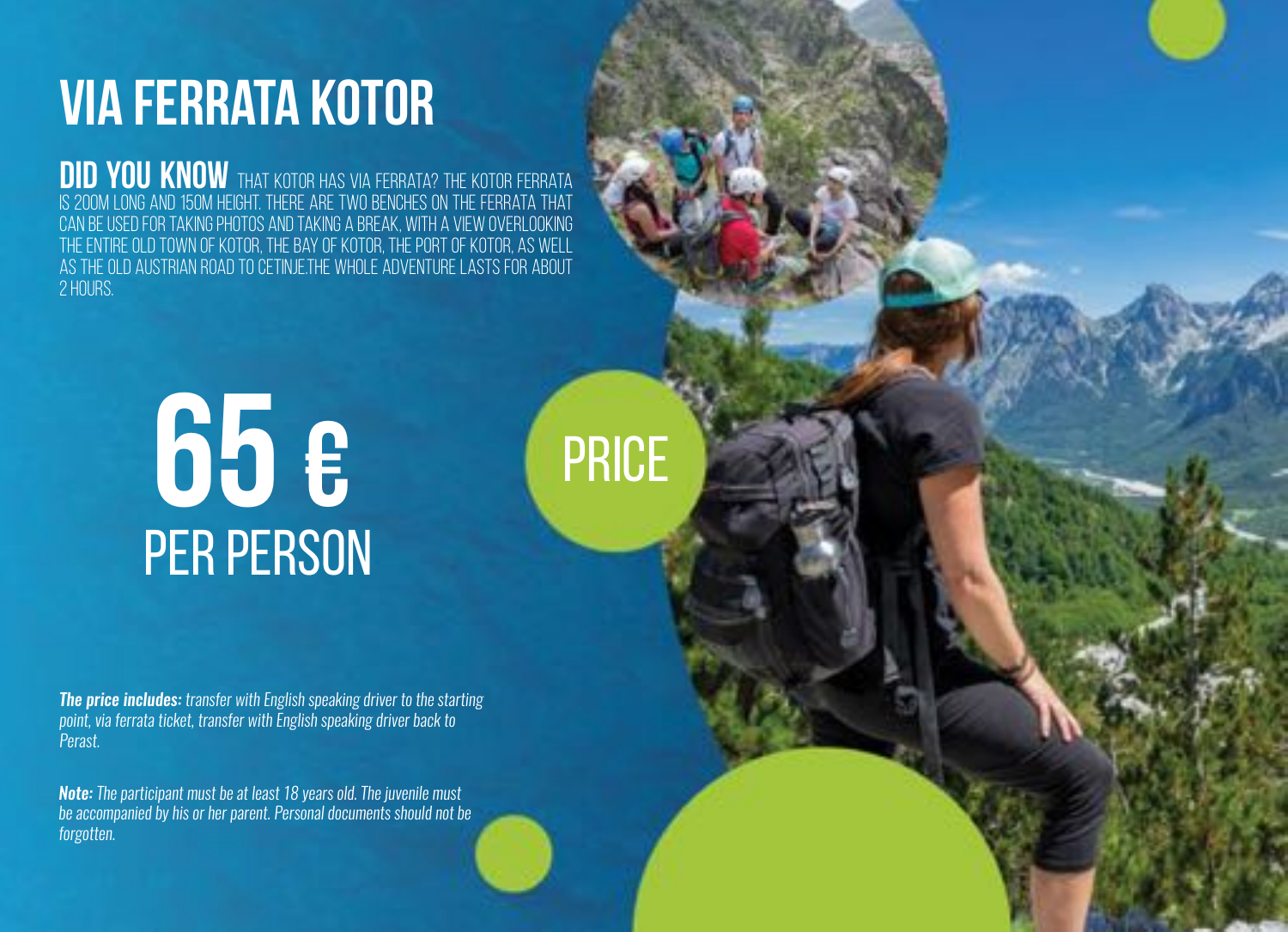# VIA FERRATA KOTOR

**DID YOU KNOW** THAT KOTOR HAS VIA FERRATA? THE KOTOR FERRATA IS 200M LONG AND 150M HEIGHT. THERE ARE TWO BENCHES ON THE FERRATA THAT CAN BE USED FOR TAKING PHOTOS AND TAKING A BREAK, WITH A VIEW OVERLOOKING THE ENTIRE OLD TOWN OF KOTOR, THE BAY OF KOTOR, THE PORT OF KOTOR, AS WELL AS THE OLD AUSTRIAN ROAD TO CETINJE.THE WHOLE ADVENTURE LASTS FOR ABOUT 2 HOURS.

PRICE

# 65 €

PER PERSON

***The price includes:*** *transfer with English speaking driver to the starting point, via ferrata ticket, transfer with English speaking driver back to Perast.*

***Note:*** *The participant must be at least 18 years old. The juvenile must be accompanied by his or her parent. Personal documents should not be forgotten.*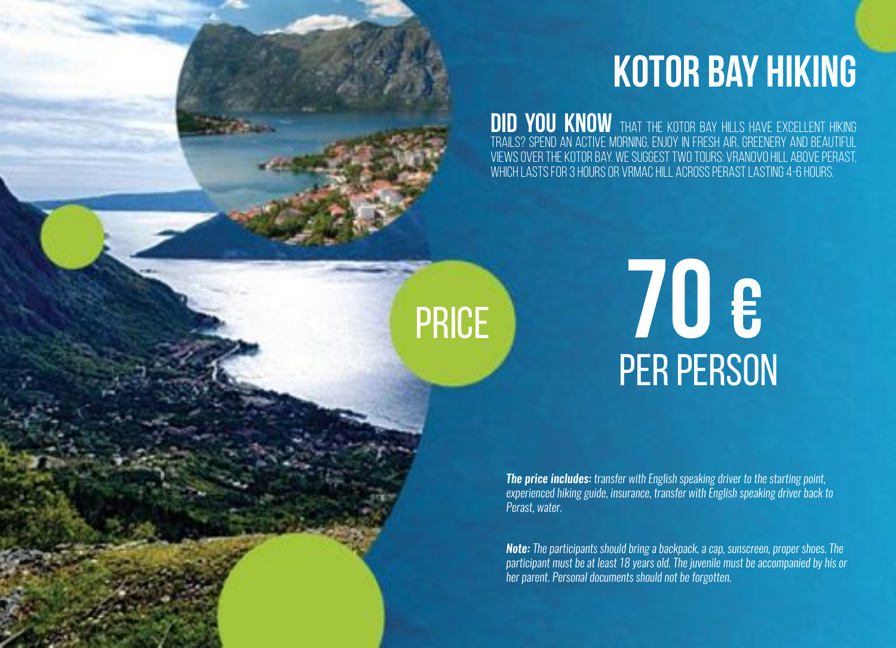# KOTOR BAY HIKING

**DID YOU KNOW** THAT THE KOTOR BAY HILLS HAVE EXCELLENT HIKING TRAILS? SPEND AN ACTIVE MORNING, ENJOY IN FRESH AIR, GREENERY AND BEAUTIFUL VIEWS OVER THE KOTOR BAY. WE SUGGEST TWO TOURS: VRANOVO HILL ABOVE PERAST, WHICH LASTS FOR 3 HOURS OR VRMAC HILL ACROSS PERAST LASTING 4-6 HOURS.

PRICE

**70 €**

PER PERSON

***The price includes:*** *transfer with English speaking driver to the starting point, experienced hiking guide, insurance, transfer with English speaking driver back to Perast, water.*

***Note:*** *The participants should bring a backpack, a cap, sunscreen, proper shoes. The participant must be at least 18 years old. The juvenile must be accompanied by his or her parent. Personal documents should not be forgotten.*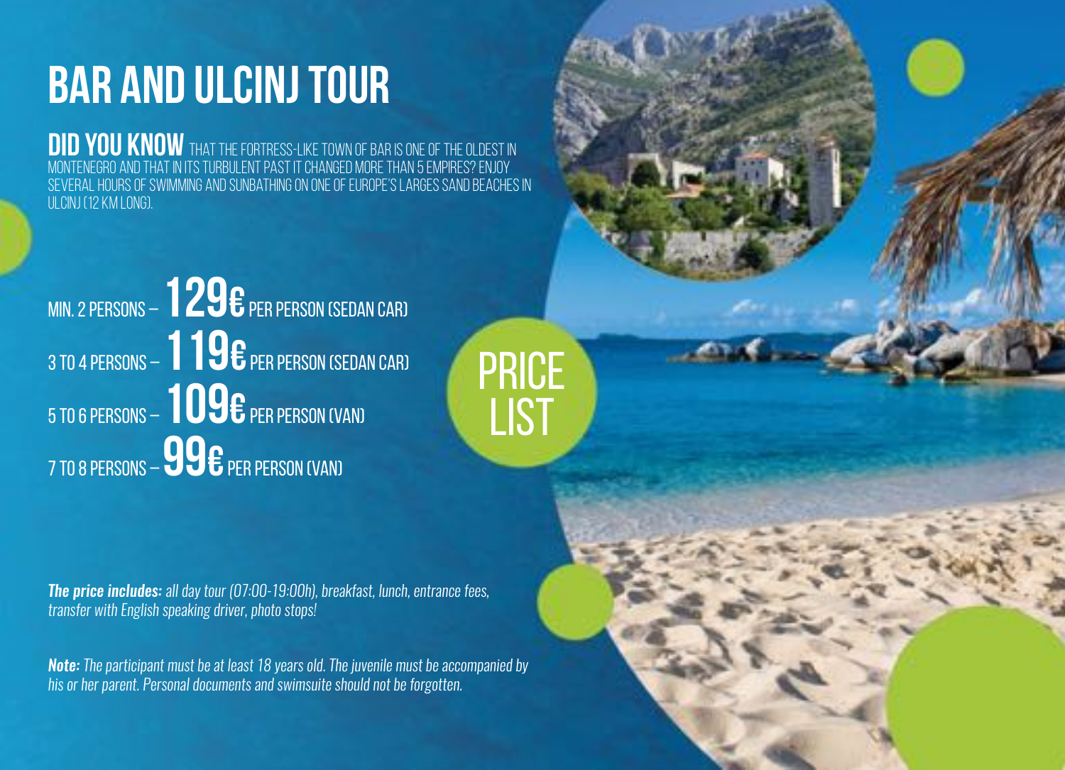# BAR AND ULCINJ TOUR

**DID YOU KNOW** THAT THE FORTRESS-LIKE TOWN OF BAR IS ONE OF THE OLDEST IN MONTENEGRO AND THAT IN ITS TURBULENT PAST IT CHANGED MORE THAN 5 EMPIRES? ENJOY SEVERAL HOURS OF SWIMMING AND SUNBATHING ON ONE OF EUROPE'S LARGES SAND BEACHES IN ULCINJ (12 KM LONG).

## PRICE LIST

MIN. 2 PERSONS – **129€** PER PERSON (SEDAN CAR)

3 TO 4 PERSONS – **119€** PER PERSON (SEDAN CAR)

5 TO 6 PERSONS – **109€** PER PERSON (VAN)

7 TO 8 PERSONS – **99€** PER PERSON (VAN)

***The price includes:*** *all day tour (07:00-19:00h), breakfast, lunch, entrance fees, transfer with English speaking driver, photo stops!*

***Note:*** *The participant must be at least 18 years old. The juvenile must be accompanied by his or her parent. Personal documents and swimsuite should not be forgotten.*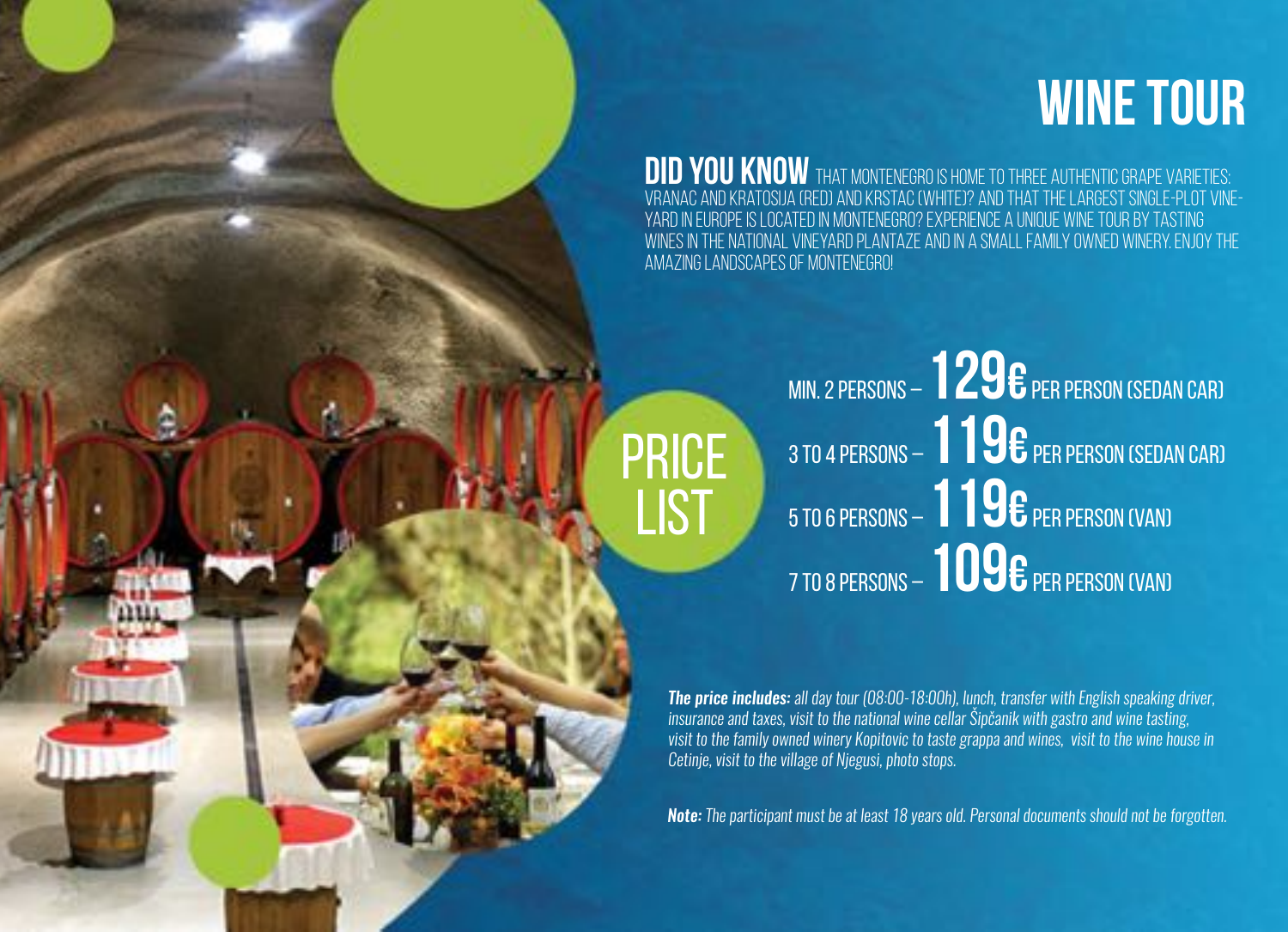# WINE TOUR

**DID YOU KNOW** THAT MONTENEGRO IS HOME TO THREE AUTHENTIC GRAPE VARIETIES: VRANAC AND KRATOSIJA (RED) AND KRSTAC (WHITE)? AND THAT THE LARGEST SINGLE-PLOT VINEYARD IN EUROPE IS LOCATED IN MONTENEGRO? EXPERIENCE A UNIQUE WINE TOUR BY TASTING WINES IN THE NATIONAL VINEYARD PLANTAZE AND IN A SMALL FAMILY OWNED WINERY. ENJOY THE AMAZING LANDSCAPES OF MONTENEGRO!

## PRICE LIST

- MIN. 2 PERSONS – **129€** PER PERSON (SEDAN CAR)
- 3 TO 4 PERSONS – **119€** PER PERSON (SEDAN CAR)
- 5 TO 6 PERSONS – **119€** PER PERSON (VAN)
- 7 TO 8 PERSONS – **109€** PER PERSON (VAN)

***The price includes:*** *all day tour (08:00-18:00h), lunch, transfer with English speaking driver, insurance and taxes, visit to the national wine cellar Šipčanik with gastro and wine tasting, visit to the family owned winery Kopitovic to taste grappa and wines, visit to the wine house in Cetinje, visit to the village of Njegusi, photo stops.*

***Note:*** *The participant must be at least 18 years old. Personal documents should not be forgotten.*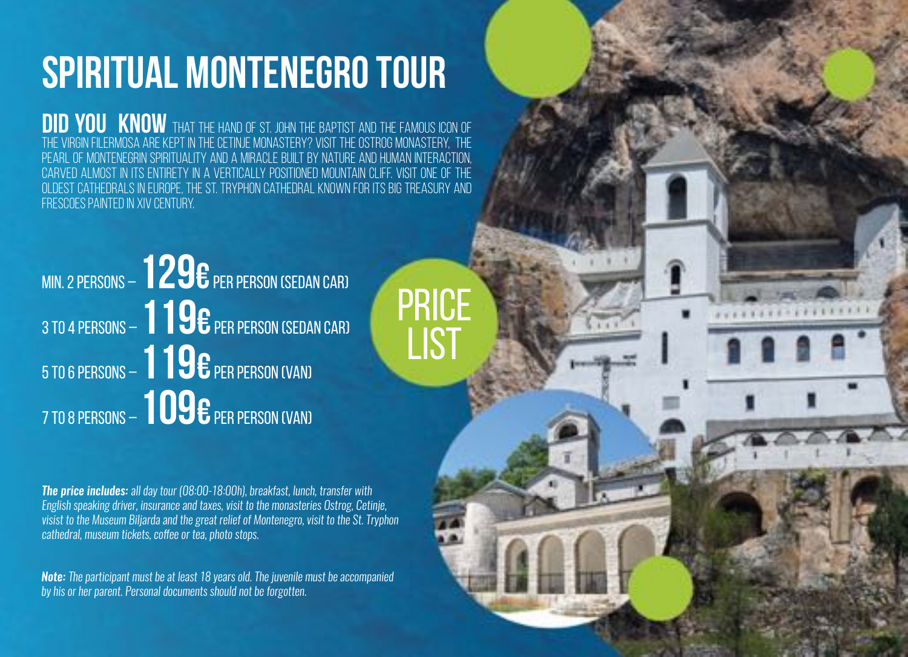# SPIRITUAL MONTENEGRO TOUR

**DID YOU KNOW** THAT THE HAND OF ST. JOHN THE BAPTIST AND THE FAMOUS ICON OF THE VIRGIN FILERMOSA ARE KEPT IN THE CETINJE MONASTERY? VISIT THE OSTROG MONASTERY, THE PEARL OF MONTENEGRIN SPIRITUALITY AND A MIRACLE BUILT BY NATURE AND HUMAN INTERACTION, CARVED ALMOST IN ITS ENTIRETY IN A VERTICALLY POSITIONED MOUNTAIN CLIFF. VISIT ONE OF THE OLDEST CATHEDRALS IN EUROPE, THE ST. TRYPHON CATHEDRAL KNOWN FOR ITS BIG TREASURY AND FRESCOES PAINTED IN XIV CENTURY.

## PRICE LIST

MIN. 2 PERSONS – **129€** PER PERSON (SEDAN CAR)

3 TO 4 PERSONS – **119€** PER PERSON (SEDAN CAR)

5 TO 6 PERSONS – **119€** PER PERSON (VAN)

7 TO 8 PERSONS – **109€** PER PERSON (VAN)

***The price includes:*** *all day tour (08:00-18:00h), breakfast, lunch, transfer with English speaking driver, insurance and taxes, visit to the monasteries Ostrog, Cetinje, visist to the Museum Biljarda and the great relief of Montenegro, visit to the St. Tryphon cathedral, museum tickets, coffee or tea, photo stops.*

***Note:*** *The participant must be at least 18 years old. The juvenile must be accompanied by his or her parent. Personal documents should not be forgotten.*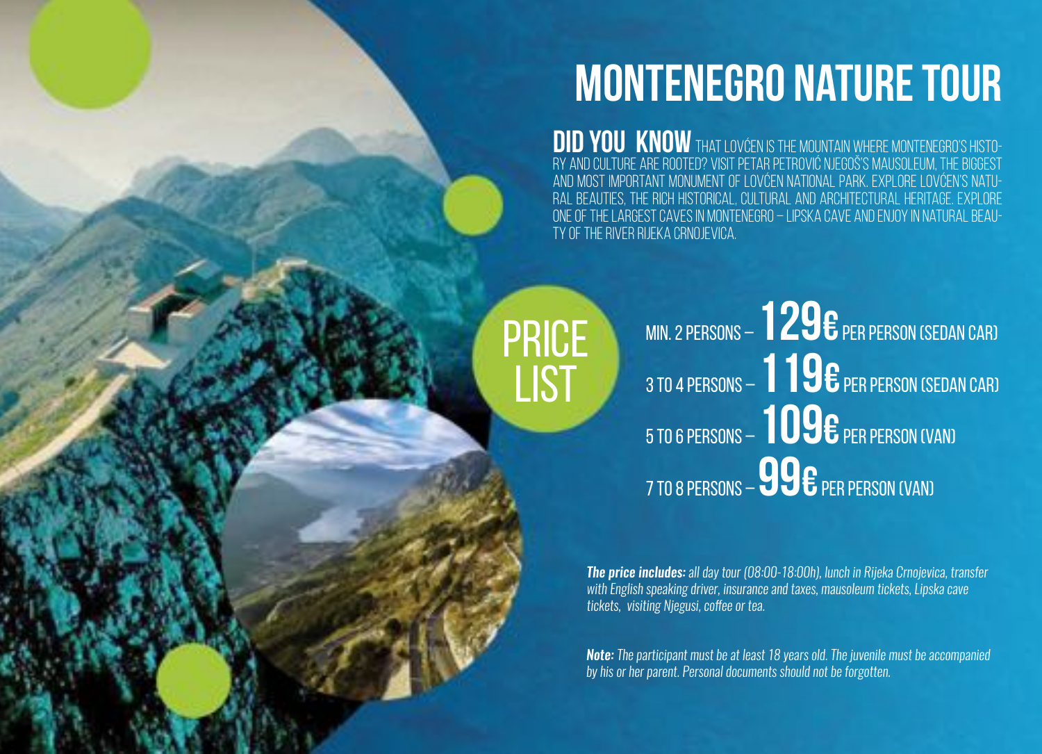# MONTENEGRO NATURE TOUR

**DID YOU KNOW** THAT LOVĆEN IS THE MOUNTAIN WHERE MONTENEGRO'S HISTORY AND CULTURE ARE ROOTED? VISIT PETAR PETROVIĆ NJEGOŠ'S MAUSOLEUM, THE BIGGEST AND MOST IMPORTANT MONUMENT OF LOVĆEN NATIONAL PARK. EXPLORE LOVĆEN'S NATURAL BEAUTIES, THE RICH HISTORICAL, CULTURAL AND ARCHITECTURAL HERITAGE. EXPLORE ONE OF THE LARGEST CAVES IN MONTENEGRO – LIPSKA CAVE AND ENJOY IN NATURAL BEAUTY OF THE RIVER RIJEKA CRNOJEVICA.

## PRICE LIST

MIN. 2 PERSONS – **129€** PER PERSON (SEDAN CAR)

3 TO 4 PERSONS – **119€** PER PERSON (SEDAN CAR)

5 TO 6 PERSONS – **109€** PER PERSON (VAN)

7 TO 8 PERSONS – **99€** PER PERSON (VAN)

***The price includes:*** *all day tour (08:00-18:00h), lunch in Rijeka Crnojevica, transfer with English speaking driver, insurance and taxes, mausoleum tickets, Lipska cave tickets, visiting Njegusi, coffee or tea.*

***Note:*** *The participant must be at least 18 years old. The juvenile must be accompanied by his or her parent. Personal documents should not be forgotten.*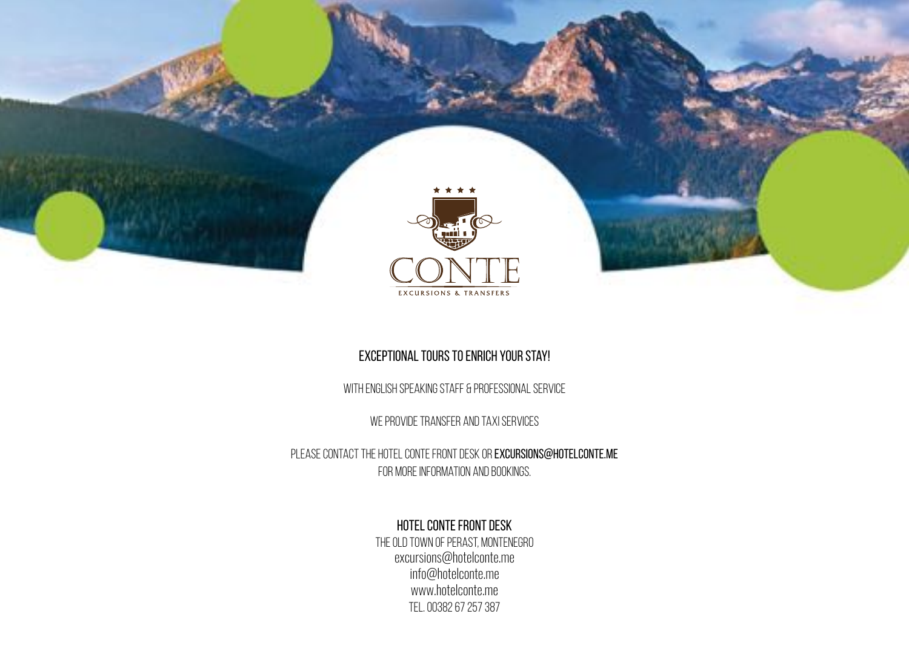CONTE

EXCURSIONS & TRANSFERS

## EXCEPTIONAL TOURS TO ENRICH YOUR STAY!

WITH ENGLISH SPEAKING STAFF & PROFESSIONAL SERVICE

WE PROVIDE TRANSFER AND TAXI SERVICES

PLEASE CONTACT THE HOTEL CONTE FRONT DESK OR **EXCURSIONS@HOTELCONTE.ME**
FOR MORE INFORMATION AND BOOKINGS.

### HOTEL CONTE FRONT DESK

THE OLD TOWN OF PERAST, MONTENEGRO
excursions@hotelconte.me
info@hotelconte.me
www.hotelconte.me
TEL. 00382 67 257 387